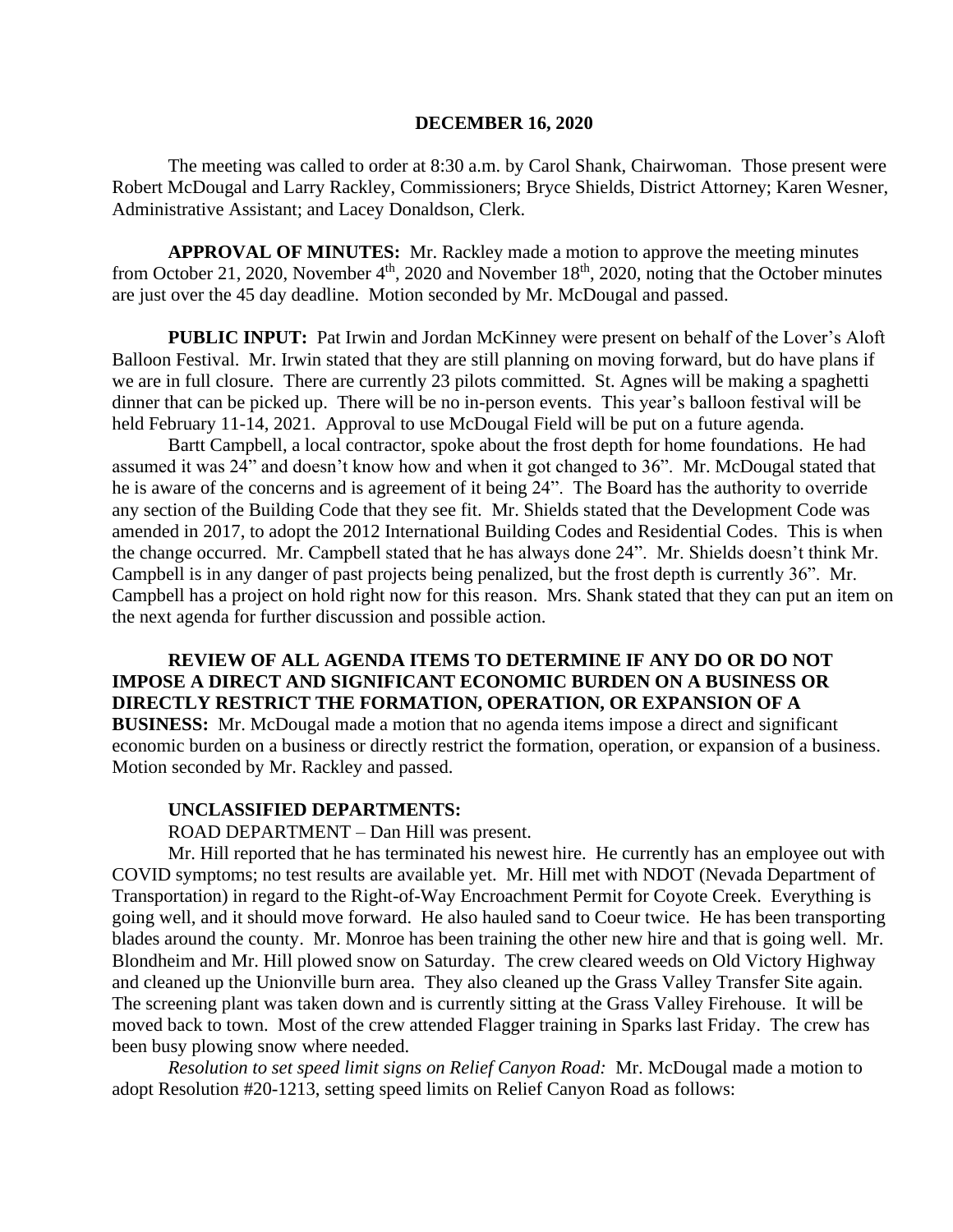**DECEMBER 16, 2020**

The meeting was called to order at 8:30 a.m. by Carol Shank, Chairwoman. Those present were Robert McDougal and Larry Rackley, Commissioners; Bryce Shields, District Attorney; Karen Wesner, Administrative Assistant; and Lacey Donaldson, Clerk.

**APPROVAL OF MINUTES:** Mr. Rackley made a motion to approve the meeting minutes from October 21, 2020, November 4th, 2020 and November 18th, 2020, noting that the October minutes are just over the 45 day deadline. Motion seconded by Mr. McDougal and passed.

**PUBLIC INPUT:** Pat Irwin and Jordan McKinney were present on behalf of the Lover's Aloft Balloon Festival. Mr. Irwin stated that they are still planning on moving forward, but do have plans if we are in full closure. There are currently 23 pilots committed. St. Agnes will be making a spaghetti dinner that can be picked up. There will be no in-person events. This year's balloon festival will be held February 11-14, 2021. Approval to use McDougal Field will be put on a future agenda.

Bartt Campbell, a local contractor, spoke about the frost depth for home foundations. He had assumed it was 24" and doesn't know how and when it got changed to 36". Mr. McDougal stated that he is aware of the concerns and is agreement of it being 24". The Board has the authority to override any section of the Building Code that they see fit. Mr. Shields stated that the Development Code was amended in 2017, to adopt the 2012 International Building Codes and Residential Codes. This is when the change occurred. Mr. Campbell stated that he has always done 24". Mr. Shields doesn't think Mr. Campbell is in any danger of past projects being penalized, but the frost depth is currently 36". Mr. Campbell has a project on hold right now for this reason. Mrs. Shank stated that they can put an item on the next agenda for further discussion and possible action.

**REVIEW OF ALL AGENDA ITEMS TO DETERMINE IF ANY DO OR DO NOT IMPOSE A DIRECT AND SIGNIFICANT ECONOMIC BURDEN ON A BUSINESS OR DIRECTLY RESTRICT THE FORMATION, OPERATION, OR EXPANSION OF A BUSINESS:** Mr. McDougal made a motion that no agenda items impose a direct and significant economic burden on a business or directly restrict the formation, operation, or expansion of a business. Motion seconded by Mr. Rackley and passed.

**UNCLASSIFIED DEPARTMENTS:**

ROAD DEPARTMENT – Dan Hill was present.

Mr. Hill reported that he has terminated his newest hire. He currently has an employee out with COVID symptoms; no test results are available yet. Mr. Hill met with NDOT (Nevada Department of Transportation) in regard to the Right-of-Way Encroachment Permit for Coyote Creek. Everything is going well, and it should move forward. He also hauled sand to Coeur twice. He has been transporting blades around the county. Mr. Monroe has been training the other new hire and that is going well. Mr. Blondheim and Mr. Hill plowed snow on Saturday. The crew cleared weeds on Old Victory Highway and cleaned up the Unionville burn area. They also cleaned up the Grass Valley Transfer Site again. The screening plant was taken down and is currently sitting at the Grass Valley Firehouse. It will be moved back to town. Most of the crew attended Flagger training in Sparks last Friday. The crew has been busy plowing snow where needed.

*Resolution to set speed limit signs on Relief Canyon Road:* Mr. McDougal made a motion to adopt Resolution #20-1213, setting speed limits on Relief Canyon Road as follows: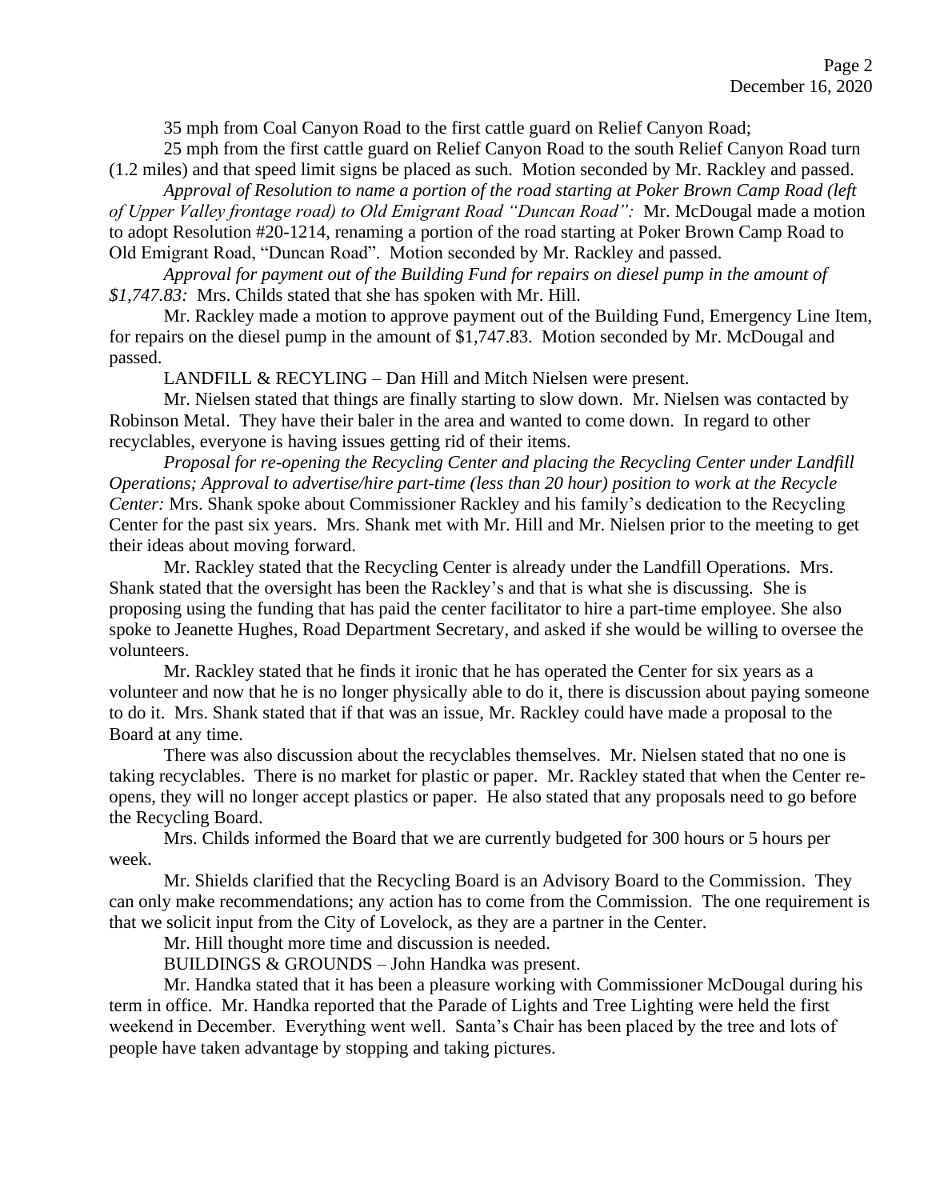35 mph from Coal Canyon Road to the first cattle guard on Relief Canyon Road;

25 mph from the first cattle guard on Relief Canyon Road to the south Relief Canyon Road turn (1.2 miles) and that speed limit signs be placed as such. Motion seconded by Mr. Rackley and passed.

*Approval of Resolution to name a portion of the road starting at Poker Brown Camp Road (left of Upper Valley frontage road) to Old Emigrant Road "Duncan Road":* Mr. McDougal made a motion to adopt Resolution #20-1214, renaming a portion of the road starting at Poker Brown Camp Road to Old Emigrant Road, "Duncan Road". Motion seconded by Mr. Rackley and passed.

*Approval for payment out of the Building Fund for repairs on diesel pump in the amount of $1,747.83:* Mrs. Childs stated that she has spoken with Mr. Hill.

Mr. Rackley made a motion to approve payment out of the Building Fund, Emergency Line Item, for repairs on the diesel pump in the amount of $1,747.83. Motion seconded by Mr. McDougal and passed.

LANDFILL & RECYLING – Dan Hill and Mitch Nielsen were present.

Mr. Nielsen stated that things are finally starting to slow down. Mr. Nielsen was contacted by Robinson Metal. They have their baler in the area and wanted to come down. In regard to other recyclables, everyone is having issues getting rid of their items.

*Proposal for re-opening the Recycling Center and placing the Recycling Center under Landfill Operations; Approval to advertise/hire part-time (less than 20 hour) position to work at the Recycle Center:* Mrs. Shank spoke about Commissioner Rackley and his family's dedication to the Recycling Center for the past six years. Mrs. Shank met with Mr. Hill and Mr. Nielsen prior to the meeting to get their ideas about moving forward.

Mr. Rackley stated that the Recycling Center is already under the Landfill Operations. Mrs. Shank stated that the oversight has been the Rackley's and that is what she is discussing. She is proposing using the funding that has paid the center facilitator to hire a part-time employee. She also spoke to Jeanette Hughes, Road Department Secretary, and asked if she would be willing to oversee the volunteers.

Mr. Rackley stated that he finds it ironic that he has operated the Center for six years as a volunteer and now that he is no longer physically able to do it, there is discussion about paying someone to do it. Mrs. Shank stated that if that was an issue, Mr. Rackley could have made a proposal to the Board at any time.

There was also discussion about the recyclables themselves. Mr. Nielsen stated that no one is taking recyclables. There is no market for plastic or paper. Mr. Rackley stated that when the Center re-opens, they will no longer accept plastics or paper. He also stated that any proposals need to go before the Recycling Board.

Mrs. Childs informed the Board that we are currently budgeted for 300 hours or 5 hours per week.

Mr. Shields clarified that the Recycling Board is an Advisory Board to the Commission. They can only make recommendations; any action has to come from the Commission. The one requirement is that we solicit input from the City of Lovelock, as they are a partner in the Center.

Mr. Hill thought more time and discussion is needed.

BUILDINGS & GROUNDS – John Handka was present.

Mr. Handka stated that it has been a pleasure working with Commissioner McDougal during his term in office. Mr. Handka reported that the Parade of Lights and Tree Lighting were held the first weekend in December. Everything went well. Santa's Chair has been placed by the tree and lots of people have taken advantage by stopping and taking pictures.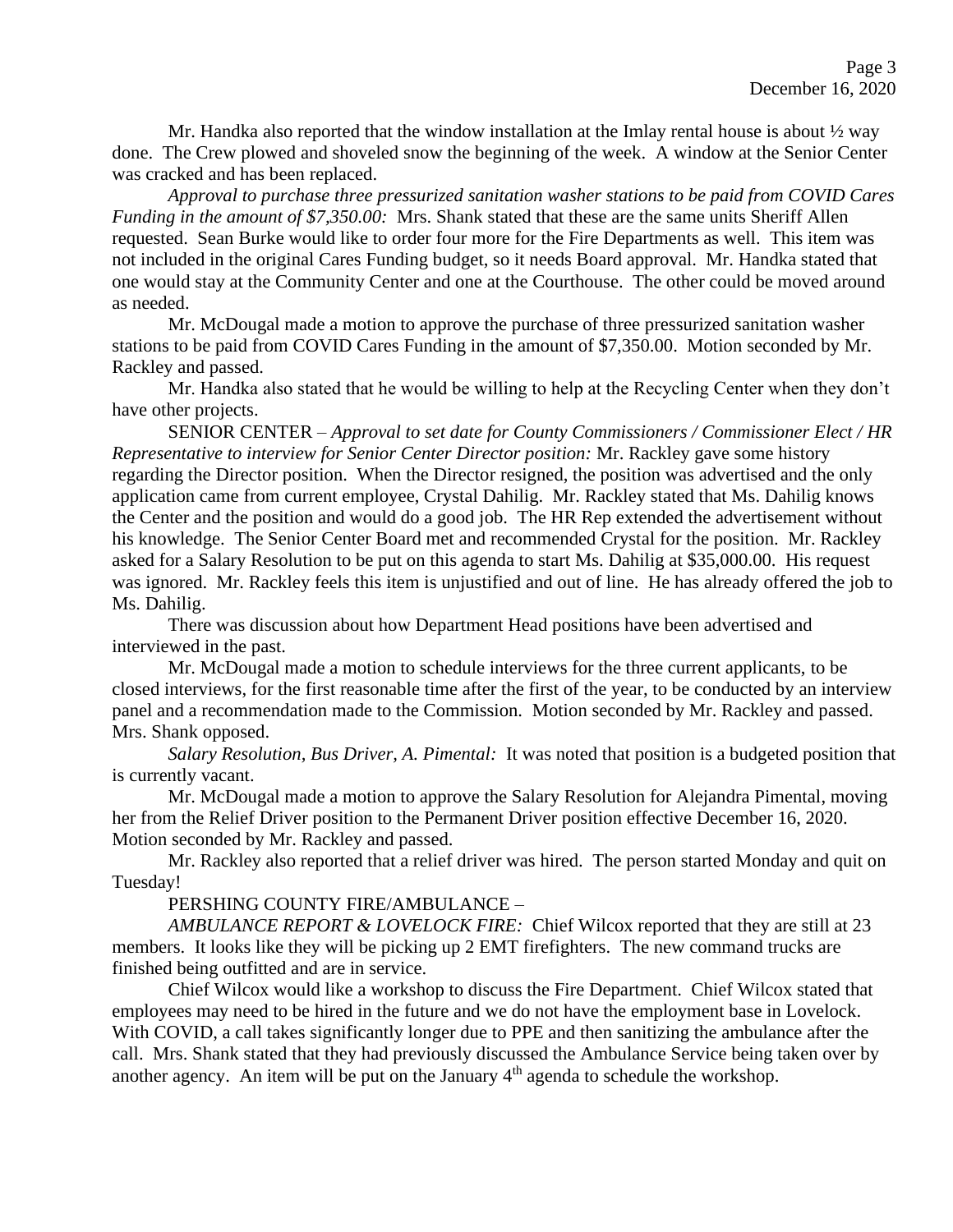Mr. Handka also reported that the window installation at the Imlay rental house is about ½ way done. The Crew plowed and shoveled snow the beginning of the week. A window at the Senior Center was cracked and has been replaced.

*Approval to purchase three pressurized sanitation washer stations to be paid from COVID Cares Funding in the amount of $7,350.00:* Mrs. Shank stated that these are the same units Sheriff Allen requested. Sean Burke would like to order four more for the Fire Departments as well. This item was not included in the original Cares Funding budget, so it needs Board approval. Mr. Handka stated that one would stay at the Community Center and one at the Courthouse. The other could be moved around as needed.

Mr. McDougal made a motion to approve the purchase of three pressurized sanitation washer stations to be paid from COVID Cares Funding in the amount of $7,350.00. Motion seconded by Mr. Rackley and passed.

Mr. Handka also stated that he would be willing to help at the Recycling Center when they don't have other projects.

SENIOR CENTER – *Approval to set date for County Commissioners / Commissioner Elect / HR Representative to interview for Senior Center Director position:* Mr. Rackley gave some history regarding the Director position. When the Director resigned, the position was advertised and the only application came from current employee, Crystal Dahilig. Mr. Rackley stated that Ms. Dahilig knows the Center and the position and would do a good job. The HR Rep extended the advertisement without his knowledge. The Senior Center Board met and recommended Crystal for the position. Mr. Rackley asked for a Salary Resolution to be put on this agenda to start Ms. Dahilig at $35,000.00. His request was ignored. Mr. Rackley feels this item is unjustified and out of line. He has already offered the job to Ms. Dahilig.

There was discussion about how Department Head positions have been advertised and interviewed in the past.

Mr. McDougal made a motion to schedule interviews for the three current applicants, to be closed interviews, for the first reasonable time after the first of the year, to be conducted by an interview panel and a recommendation made to the Commission. Motion seconded by Mr. Rackley and passed. Mrs. Shank opposed.

*Salary Resolution, Bus Driver, A. Pimental:* It was noted that position is a budgeted position that is currently vacant.

Mr. McDougal made a motion to approve the Salary Resolution for Alejandra Pimental, moving her from the Relief Driver position to the Permanent Driver position effective December 16, 2020. Motion seconded by Mr. Rackley and passed.

Mr. Rackley also reported that a relief driver was hired. The person started Monday and quit on Tuesday!

PERSHING COUNTY FIRE/AMBULANCE –

*AMBULANCE REPORT & LOVELOCK FIRE:* Chief Wilcox reported that they are still at 23 members. It looks like they will be picking up 2 EMT firefighters. The new command trucks are finished being outfitted and are in service.

Chief Wilcox would like a workshop to discuss the Fire Department. Chief Wilcox stated that employees may need to be hired in the future and we do not have the employment base in Lovelock. With COVID, a call takes significantly longer due to PPE and then sanitizing the ambulance after the call. Mrs. Shank stated that they had previously discussed the Ambulance Service being taken over by another agency. An item will be put on the January 4th agenda to schedule the workshop.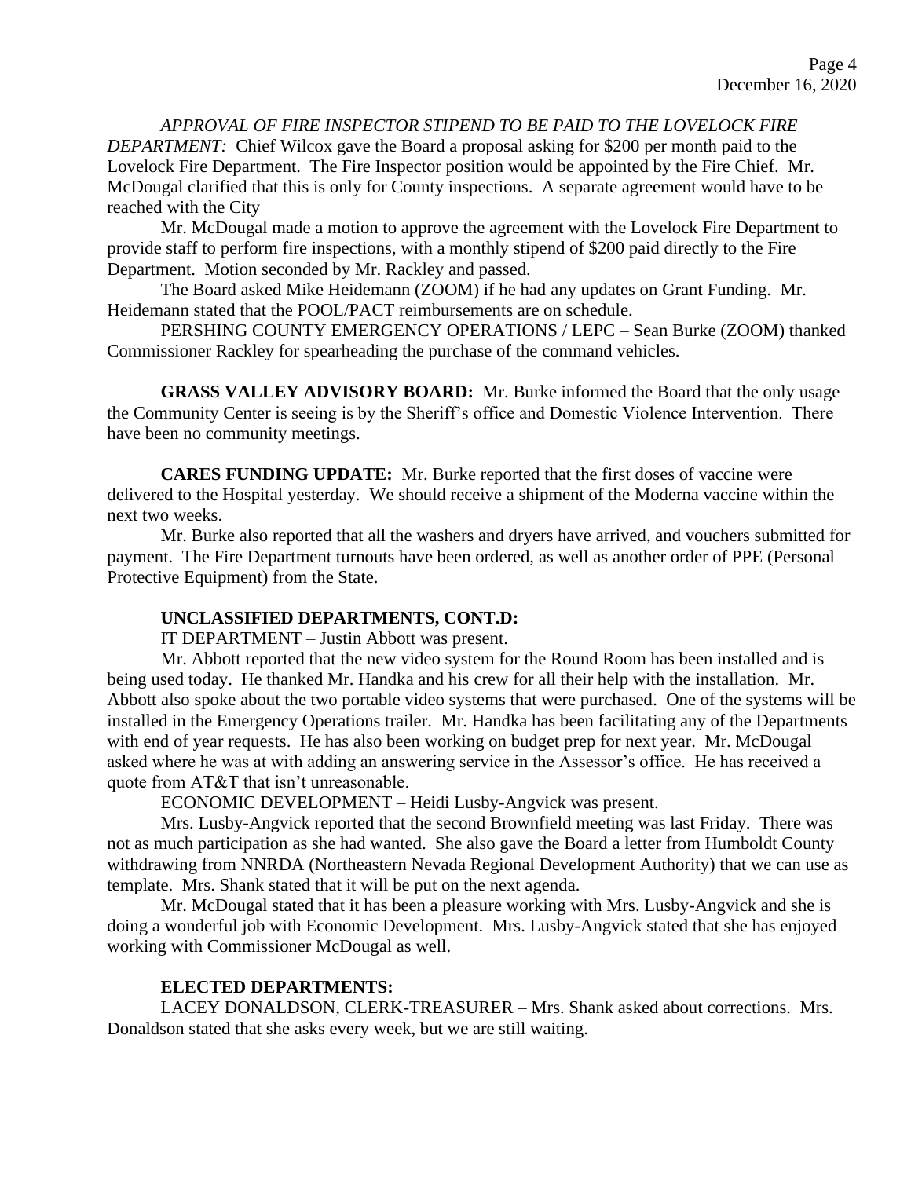*APPROVAL OF FIRE INSPECTOR STIPEND TO BE PAID TO THE LOVELOCK FIRE DEPARTMENT:* Chief Wilcox gave the Board a proposal asking for $200 per month paid to the Lovelock Fire Department. The Fire Inspector position would be appointed by the Fire Chief. Mr. McDougal clarified that this is only for County inspections. A separate agreement would have to be reached with the City

Mr. McDougal made a motion to approve the agreement with the Lovelock Fire Department to provide staff to perform fire inspections, with a monthly stipend of $200 paid directly to the Fire Department. Motion seconded by Mr. Rackley and passed.

The Board asked Mike Heidemann (ZOOM) if he had any updates on Grant Funding. Mr. Heidemann stated that the POOL/PACT reimbursements are on schedule.

PERSHING COUNTY EMERGENCY OPERATIONS / LEPC – Sean Burke (ZOOM) thanked Commissioner Rackley for spearheading the purchase of the command vehicles.

**GRASS VALLEY ADVISORY BOARD:** Mr. Burke informed the Board that the only usage the Community Center is seeing is by the Sheriff's office and Domestic Violence Intervention. There have been no community meetings.

**CARES FUNDING UPDATE:** Mr. Burke reported that the first doses of vaccine were delivered to the Hospital yesterday. We should receive a shipment of the Moderna vaccine within the next two weeks.

Mr. Burke also reported that all the washers and dryers have arrived, and vouchers submitted for payment. The Fire Department turnouts have been ordered, as well as another order of PPE (Personal Protective Equipment) from the State.

**UNCLASSIFIED DEPARTMENTS, CONT.D:**

IT DEPARTMENT – Justin Abbott was present.

Mr. Abbott reported that the new video system for the Round Room has been installed and is being used today. He thanked Mr. Handka and his crew for all their help with the installation. Mr. Abbott also spoke about the two portable video systems that were purchased. One of the systems will be installed in the Emergency Operations trailer. Mr. Handka has been facilitating any of the Departments with end of year requests. He has also been working on budget prep for next year. Mr. McDougal asked where he was at with adding an answering service in the Assessor's office. He has received a quote from AT&T that isn't unreasonable.

ECONOMIC DEVELOPMENT – Heidi Lusby-Angvick was present.

Mrs. Lusby-Angvick reported that the second Brownfield meeting was last Friday. There was not as much participation as she had wanted. She also gave the Board a letter from Humboldt County withdrawing from NNRDA (Northeastern Nevada Regional Development Authority) that we can use as template. Mrs. Shank stated that it will be put on the next agenda.

Mr. McDougal stated that it has been a pleasure working with Mrs. Lusby-Angvick and she is doing a wonderful job with Economic Development. Mrs. Lusby-Angvick stated that she has enjoyed working with Commissioner McDougal as well.

**ELECTED DEPARTMENTS:**

LACEY DONALDSON, CLERK-TREASURER – Mrs. Shank asked about corrections. Mrs. Donaldson stated that she asks every week, but we are still waiting.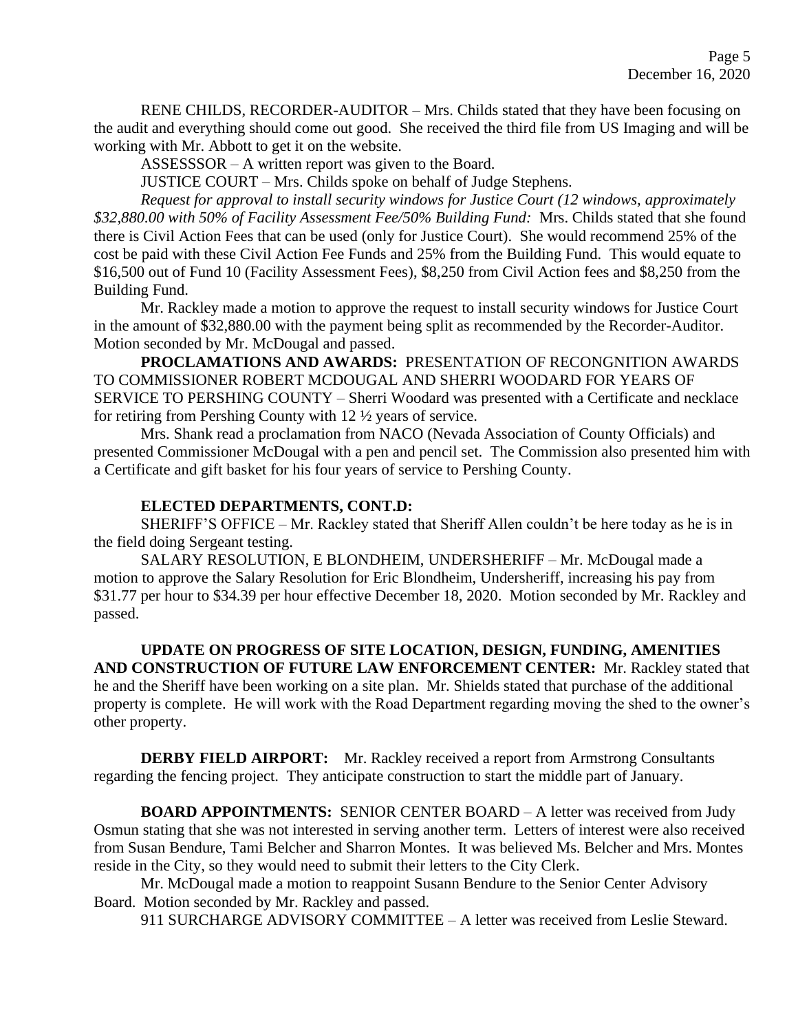RENE CHILDS, RECORDER-AUDITOR – Mrs. Childs stated that they have been focusing on the audit and everything should come out good. She received the third file from US Imaging and will be working with Mr. Abbott to get it on the website.

ASSESSSOR – A written report was given to the Board.

JUSTICE COURT – Mrs. Childs spoke on behalf of Judge Stephens.

*Request for approval to install security windows for Justice Court (12 windows, approximately $32,880.00 with 50% of Facility Assessment Fee/50% Building Fund:* Mrs. Childs stated that she found there is Civil Action Fees that can be used (only for Justice Court). She would recommend 25% of the cost be paid with these Civil Action Fee Funds and 25% from the Building Fund. This would equate to $16,500 out of Fund 10 (Facility Assessment Fees), $8,250 from Civil Action fees and $8,250 from the Building Fund.

Mr. Rackley made a motion to approve the request to install security windows for Justice Court in the amount of $32,880.00 with the payment being split as recommended by the Recorder-Auditor. Motion seconded by Mr. McDougal and passed.

**PROCLAMATIONS AND AWARDS:** PRESENTATION OF RECONGNITION AWARDS TO COMMISSIONER ROBERT MCDOUGAL AND SHERRI WOODARD FOR YEARS OF SERVICE TO PERSHING COUNTY – Sherri Woodard was presented with a Certificate and necklace for retiring from Pershing County with 12 ½ years of service.

Mrs. Shank read a proclamation from NACO (Nevada Association of County Officials) and presented Commissioner McDougal with a pen and pencil set. The Commission also presented him with a Certificate and gift basket for his four years of service to Pershing County.

**ELECTED DEPARTMENTS, CONT.D:**

SHERIFF'S OFFICE – Mr. Rackley stated that Sheriff Allen couldn't be here today as he is in the field doing Sergeant testing.

SALARY RESOLUTION, E BLONDHEIM, UNDERSHERIFF – Mr. McDougal made a motion to approve the Salary Resolution for Eric Blondheim, Undersheriff, increasing his pay from $31.77 per hour to $34.39 per hour effective December 18, 2020. Motion seconded by Mr. Rackley and passed.

**UPDATE ON PROGRESS OF SITE LOCATION, DESIGN, FUNDING, AMENITIES AND CONSTRUCTION OF FUTURE LAW ENFORCEMENT CENTER:** Mr. Rackley stated that he and the Sheriff have been working on a site plan. Mr. Shields stated that purchase of the additional property is complete. He will work with the Road Department regarding moving the shed to the owner's other property.

**DERBY FIELD AIRPORT:** Mr. Rackley received a report from Armstrong Consultants regarding the fencing project. They anticipate construction to start the middle part of January.

**BOARD APPOINTMENTS:** SENIOR CENTER BOARD – A letter was received from Judy Osmun stating that she was not interested in serving another term. Letters of interest were also received from Susan Bendure, Tami Belcher and Sharron Montes. It was believed Ms. Belcher and Mrs. Montes reside in the City, so they would need to submit their letters to the City Clerk.

Mr. McDougal made a motion to reappoint Susann Bendure to the Senior Center Advisory Board. Motion seconded by Mr. Rackley and passed.

911 SURCHARGE ADVISORY COMMITTEE – A letter was received from Leslie Steward.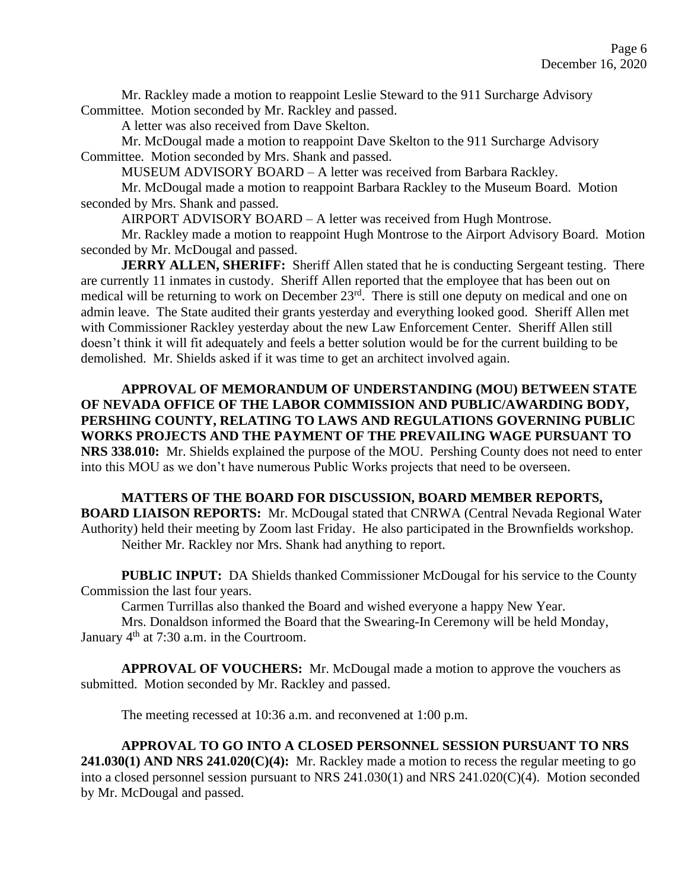Mr. Rackley made a motion to reappoint Leslie Steward to the 911 Surcharge Advisory Committee. Motion seconded by Mr. Rackley and passed.

A letter was also received from Dave Skelton.

Mr. McDougal made a motion to reappoint Dave Skelton to the 911 Surcharge Advisory Committee. Motion seconded by Mrs. Shank and passed.

MUSEUM ADVISORY BOARD – A letter was received from Barbara Rackley.

Mr. McDougal made a motion to reappoint Barbara Rackley to the Museum Board. Motion seconded by Mrs. Shank and passed.

AIRPORT ADVISORY BOARD – A letter was received from Hugh Montrose.

Mr. Rackley made a motion to reappoint Hugh Montrose to the Airport Advisory Board. Motion seconded by Mr. McDougal and passed.

**JERRY ALLEN, SHERIFF:** Sheriff Allen stated that he is conducting Sergeant testing. There are currently 11 inmates in custody. Sheriff Allen reported that the employee that has been out on medical will be returning to work on December 23rd. There is still one deputy on medical and one on admin leave. The State audited their grants yesterday and everything looked good. Sheriff Allen met with Commissioner Rackley yesterday about the new Law Enforcement Center. Sheriff Allen still doesn't think it will fit adequately and feels a better solution would be for the current building to be demolished. Mr. Shields asked if it was time to get an architect involved again.

**APPROVAL OF MEMORANDUM OF UNDERSTANDING (MOU) BETWEEN STATE OF NEVADA OFFICE OF THE LABOR COMMISSION AND PUBLIC/AWARDING BODY, PERSHING COUNTY, RELATING TO LAWS AND REGULATIONS GOVERNING PUBLIC WORKS PROJECTS AND THE PAYMENT OF THE PREVAILING WAGE PURSUANT TO NRS 338.010:** Mr. Shields explained the purpose of the MOU. Pershing County does not need to enter into this MOU as we don't have numerous Public Works projects that need to be overseen.

**MATTERS OF THE BOARD FOR DISCUSSION, BOARD MEMBER REPORTS, BOARD LIAISON REPORTS:** Mr. McDougal stated that CNRWA (Central Nevada Regional Water Authority) held their meeting by Zoom last Friday. He also participated in the Brownfields workshop.

Neither Mr. Rackley nor Mrs. Shank had anything to report.

**PUBLIC INPUT:** DA Shields thanked Commissioner McDougal for his service to the County Commission the last four years.

Carmen Turrillas also thanked the Board and wished everyone a happy New Year.

Mrs. Donaldson informed the Board that the Swearing-In Ceremony will be held Monday, January 4th at 7:30 a.m. in the Courtroom.

**APPROVAL OF VOUCHERS:** Mr. McDougal made a motion to approve the vouchers as submitted. Motion seconded by Mr. Rackley and passed.

The meeting recessed at 10:36 a.m. and reconvened at 1:00 p.m.

**APPROVAL TO GO INTO A CLOSED PERSONNEL SESSION PURSUANT TO NRS 241.030(1) AND NRS 241.020(C)(4):** Mr. Rackley made a motion to recess the regular meeting to go into a closed personnel session pursuant to NRS 241.030(1) and NRS 241.020(C)(4). Motion seconded by Mr. McDougal and passed.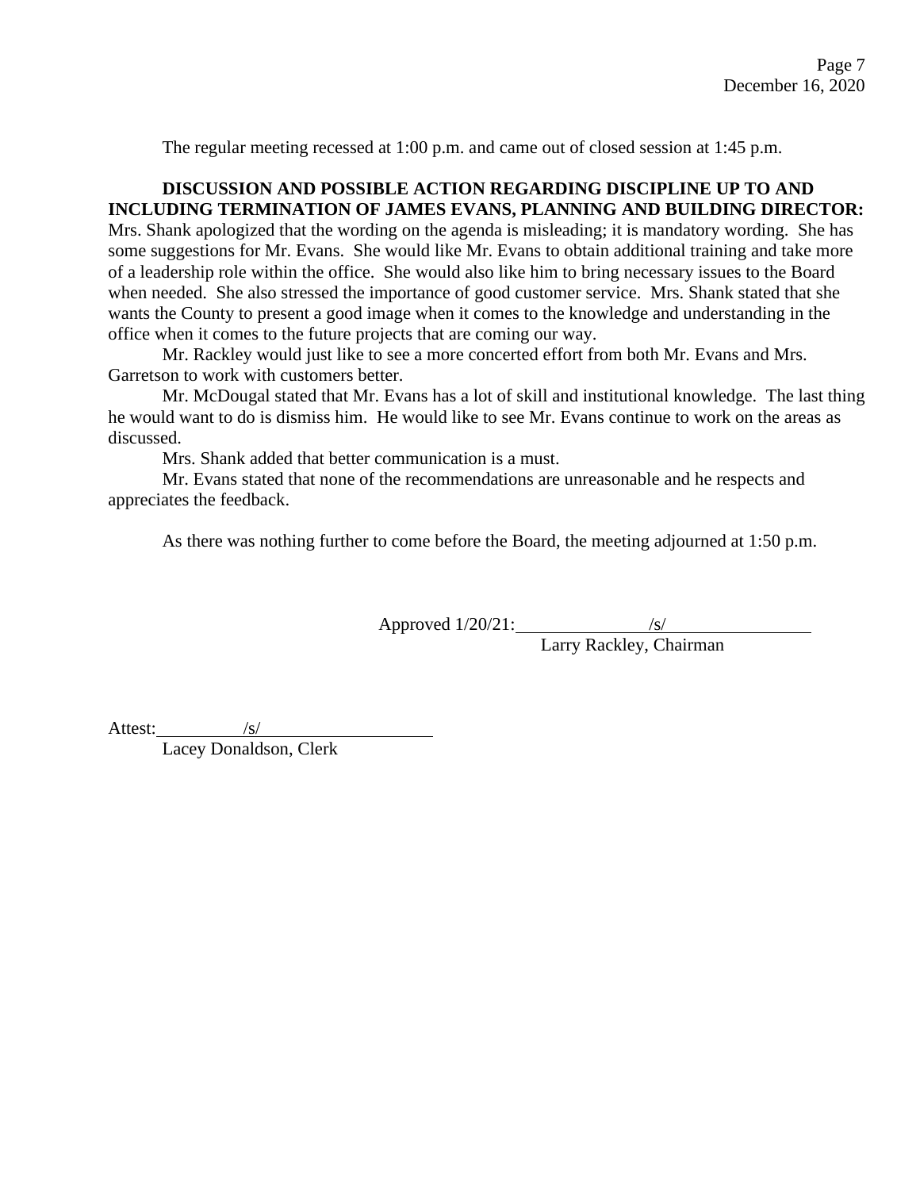The regular meeting recessed at 1:00 p.m. and came out of closed session at 1:45 p.m.

**DISCUSSION AND POSSIBLE ACTION REGARDING DISCIPLINE UP TO AND INCLUDING TERMINATION OF JAMES EVANS, PLANNING AND BUILDING DIRECTOR:** Mrs. Shank apologized that the wording on the agenda is misleading; it is mandatory wording. She has some suggestions for Mr. Evans. She would like Mr. Evans to obtain additional training and take more of a leadership role within the office. She would also like him to bring necessary issues to the Board when needed. She also stressed the importance of good customer service. Mrs. Shank stated that she wants the County to present a good image when it comes to the knowledge and understanding in the office when it comes to the future projects that are coming our way.

Mr. Rackley would just like to see a more concerted effort from both Mr. Evans and Mrs. Garretson to work with customers better.

Mr. McDougal stated that Mr. Evans has a lot of skill and institutional knowledge. The last thing he would want to do is dismiss him. He would like to see Mr. Evans continue to work on the areas as discussed.

Mrs. Shank added that better communication is a must.

Mr. Evans stated that none of the recommendations are unreasonable and he respects and appreciates the feedback.

As there was nothing further to come before the Board, the meeting adjourned at 1:50 p.m.

Approved 1/20/21: /s/
Larry Rackley, Chairman

Attest: /s/
Lacey Donaldson, Clerk